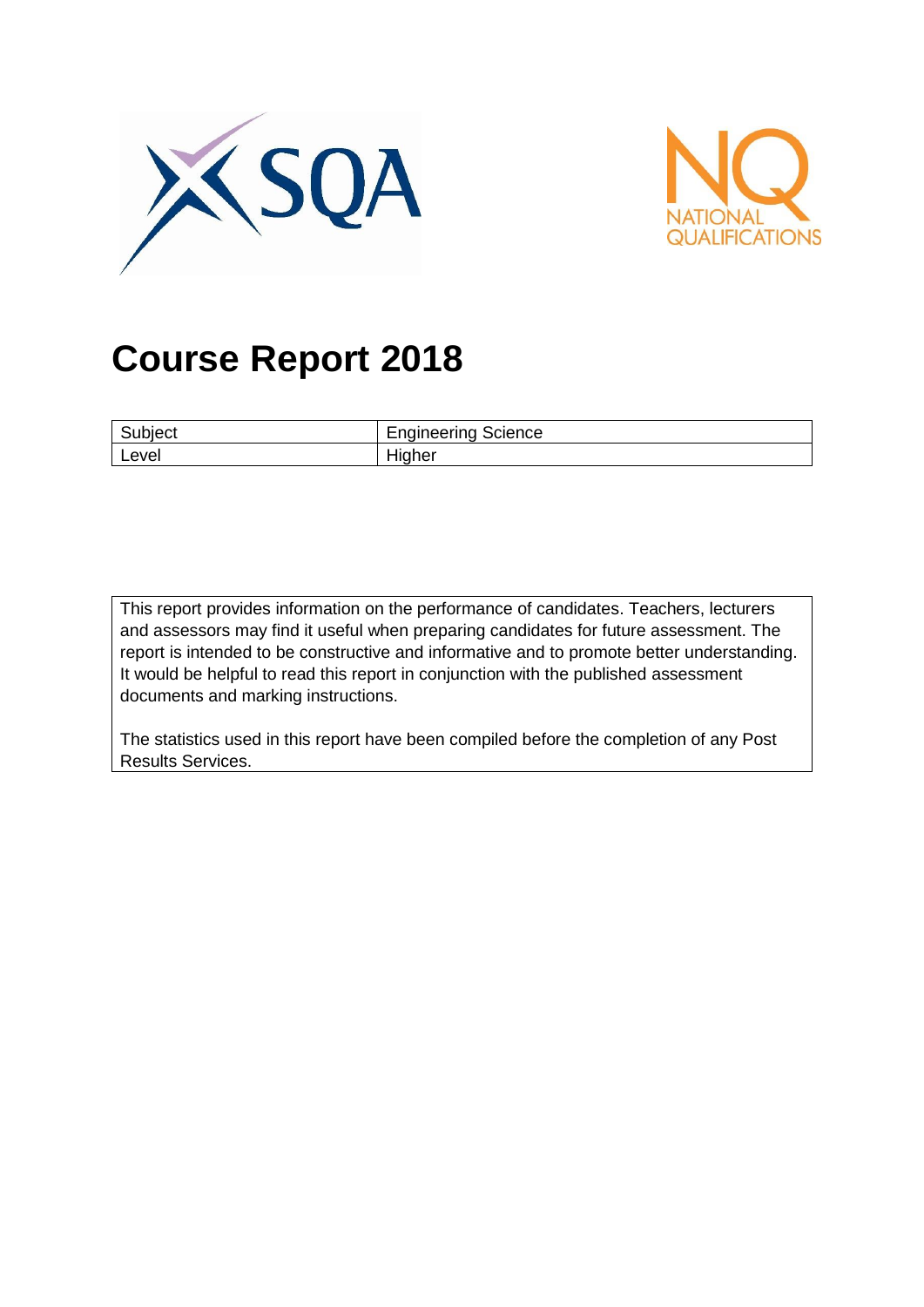# Course Report 2018

| Subject | Engineering Science |
|---|---|
| Level | Higher |

This report provides information on the performance of candidates. Teachers, lecturers and assessors may find it useful when preparing candidates for future assessment. The report is intended to be constructive and informative and to promote better understanding. It would be helpful to read this report in conjunction with the published assessment documents and marking instructions.

The statistics used in this report have been compiled before the completion of any Post Results Services.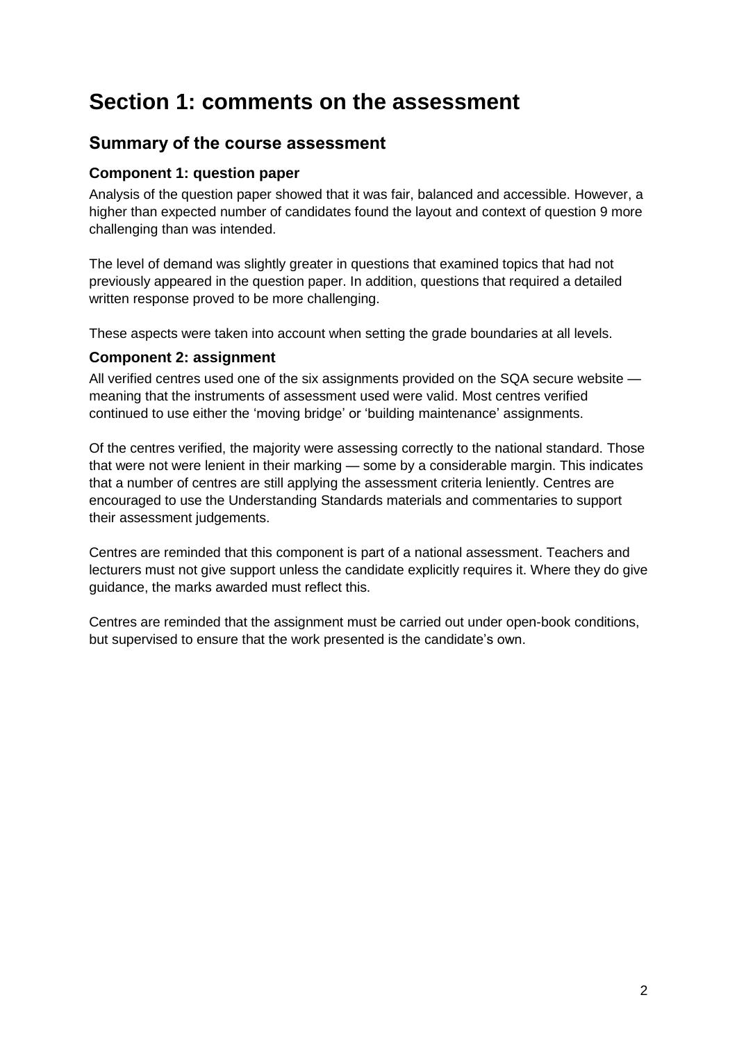# Section 1: comments on the assessment

## Summary of the course assessment

### Component 1: question paper

Analysis of the question paper showed that it was fair, balanced and accessible. However, a higher than expected number of candidates found the layout and context of question 9 more challenging than was intended.

The level of demand was slightly greater in questions that examined topics that had not previously appeared in the question paper. In addition, questions that required a detailed written response proved to be more challenging.

These aspects were taken into account when setting the grade boundaries at all levels.

### Component 2: assignment

All verified centres used one of the six assignments provided on the SQA secure website — meaning that the instruments of assessment used were valid. Most centres verified continued to use either the 'moving bridge' or 'building maintenance' assignments.

Of the centres verified, the majority were assessing correctly to the national standard. Those that were not were lenient in their marking — some by a considerable margin. This indicates that a number of centres are still applying the assessment criteria leniently. Centres are encouraged to use the Understanding Standards materials and commentaries to support their assessment judgements.

Centres are reminded that this component is part of a national assessment. Teachers and lecturers must not give support unless the candidate explicitly requires it. Where they do give guidance, the marks awarded must reflect this.

Centres are reminded that the assignment must be carried out under open-book conditions, but supervised to ensure that the work presented is the candidate's own.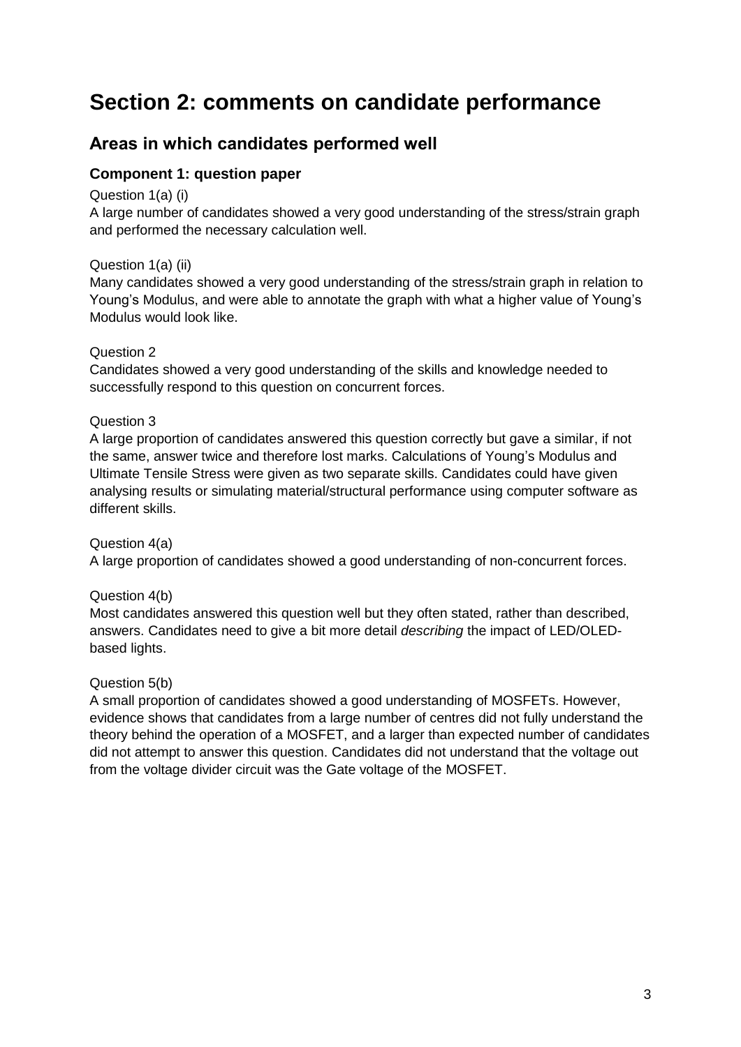# Section 2: comments on candidate performance

## Areas in which candidates performed well

### Component 1: question paper

Question 1(a) (i)

A large number of candidates showed a very good understanding of the stress/strain graph and performed the necessary calculation well.

Question 1(a) (ii)

Many candidates showed a very good understanding of the stress/strain graph in relation to Young's Modulus, and were able to annotate the graph with what a higher value of Young's Modulus would look like.

Question 2

Candidates showed a very good understanding of the skills and knowledge needed to successfully respond to this question on concurrent forces.

Question 3

A large proportion of candidates answered this question correctly but gave a similar, if not the same, answer twice and therefore lost marks. Calculations of Young's Modulus and Ultimate Tensile Stress were given as two separate skills. Candidates could have given analysing results or simulating material/structural performance using computer software as different skills.

Question 4(a)

A large proportion of candidates showed a good understanding of non-concurrent forces.

Question 4(b)

Most candidates answered this question well but they often stated, rather than described, answers. Candidates need to give a bit more detail *describing* the impact of LED/OLED-based lights.

Question 5(b)

A small proportion of candidates showed a good understanding of MOSFETs. However, evidence shows that candidates from a large number of centres did not fully understand the theory behind the operation of a MOSFET, and a larger than expected number of candidates did not attempt to answer this question. Candidates did not understand that the voltage out from the voltage divider circuit was the Gate voltage of the MOSFET.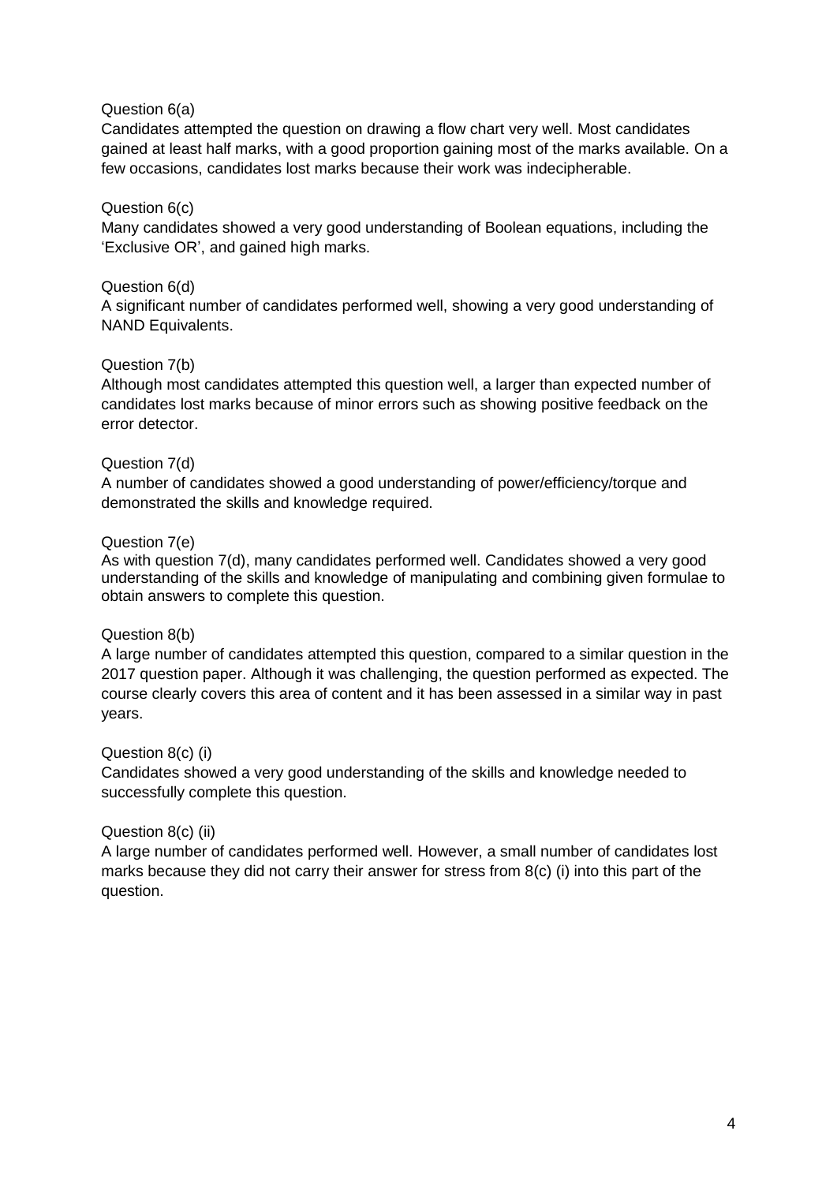Question 6(a)
Candidates attempted the question on drawing a flow chart very well. Most candidates gained at least half marks, with a good proportion gaining most of the marks available. On a few occasions, candidates lost marks because their work was indecipherable.

Question 6(c)
Many candidates showed a very good understanding of Boolean equations, including the 'Exclusive OR', and gained high marks.

Question 6(d)
A significant number of candidates performed well, showing a very good understanding of NAND Equivalents.

Question 7(b)
Although most candidates attempted this question well, a larger than expected number of candidates lost marks because of minor errors such as showing positive feedback on the error detector.

Question 7(d)
A number of candidates showed a good understanding of power/efficiency/torque and demonstrated the skills and knowledge required.

Question 7(e)
As with question 7(d), many candidates performed well. Candidates showed a very good understanding of the skills and knowledge of manipulating and combining given formulae to obtain answers to complete this question.

Question 8(b)
A large number of candidates attempted this question, compared to a similar question in the 2017 question paper. Although it was challenging, the question performed as expected. The course clearly covers this area of content and it has been assessed in a similar way in past years.

Question 8(c) (i)
Candidates showed a very good understanding of the skills and knowledge needed to successfully complete this question.

Question 8(c) (ii)
A large number of candidates performed well. However, a small number of candidates lost marks because they did not carry their answer for stress from 8(c) (i) into this part of the question.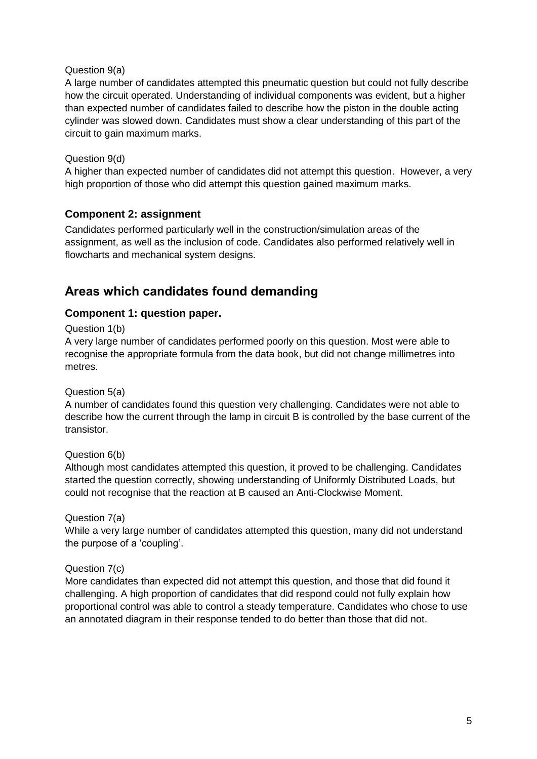Question 9(a)

A large number of candidates attempted this pneumatic question but could not fully describe how the circuit operated. Understanding of individual components was evident, but a higher than expected number of candidates failed to describe how the piston in the double acting cylinder was slowed down. Candidates must show a clear understanding of this part of the circuit to gain maximum marks.

Question 9(d)

A higher than expected number of candidates did not attempt this question. However, a very high proportion of those who did attempt this question gained maximum marks.

### Component 2: assignment

Candidates performed particularly well in the construction/simulation areas of the assignment, as well as the inclusion of code. Candidates also performed relatively well in flowcharts and mechanical system designs.

## Areas which candidates found demanding

### Component 1: question paper.

Question 1(b)

A very large number of candidates performed poorly on this question. Most were able to recognise the appropriate formula from the data book, but did not change millimetres into metres.

Question 5(a)

A number of candidates found this question very challenging. Candidates were not able to describe how the current through the lamp in circuit B is controlled by the base current of the transistor.

Question 6(b)

Although most candidates attempted this question, it proved to be challenging. Candidates started the question correctly, showing understanding of Uniformly Distributed Loads, but could not recognise that the reaction at B caused an Anti-Clockwise Moment.

Question 7(a)

While a very large number of candidates attempted this question, many did not understand the purpose of a 'coupling'.

Question 7(c)

More candidates than expected did not attempt this question, and those that did found it challenging. A high proportion of candidates that did respond could not fully explain how proportional control was able to control a steady temperature. Candidates who chose to use an annotated diagram in their response tended to do better than those that did not.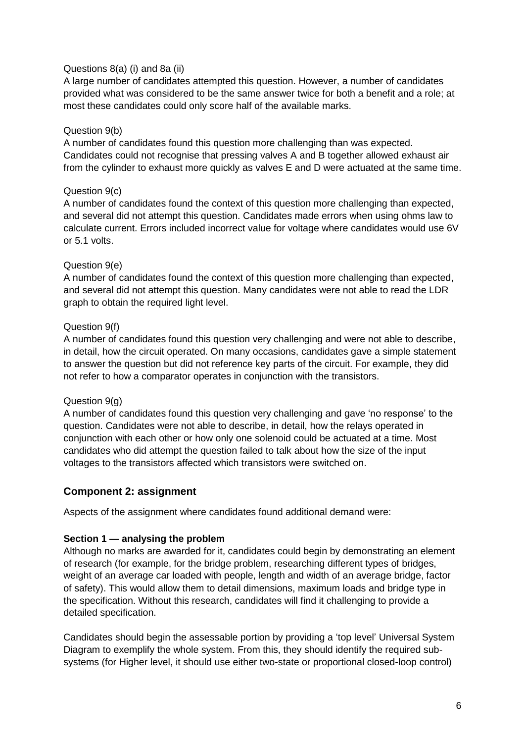Questions 8(a) (i) and 8a (ii)

A large number of candidates attempted this question. However, a number of candidates provided what was considered to be the same answer twice for both a benefit and a role; at most these candidates could only score half of the available marks.

Question 9(b)

A number of candidates found this question more challenging than was expected. Candidates could not recognise that pressing valves A and B together allowed exhaust air from the cylinder to exhaust more quickly as valves E and D were actuated at the same time.

Question 9(c)

A number of candidates found the context of this question more challenging than expected, and several did not attempt this question. Candidates made errors when using ohms law to calculate current. Errors included incorrect value for voltage where candidates would use 6V or 5.1 volts.

Question 9(e)

A number of candidates found the context of this question more challenging than expected, and several did not attempt this question. Many candidates were not able to read the LDR graph to obtain the required light level.

Question 9(f)

A number of candidates found this question very challenging and were not able to describe, in detail, how the circuit operated. On many occasions, candidates gave a simple statement to answer the question but did not reference key parts of the circuit. For example, they did not refer to how a comparator operates in conjunction with the transistors.

Question 9(g)

A number of candidates found this question very challenging and gave 'no response' to the question. Candidates were not able to describe, in detail, how the relays operated in conjunction with each other or how only one solenoid could be actuated at a time. Most candidates who did attempt the question failed to talk about how the size of the input voltages to the transistors affected which transistors were switched on.

## Component 2: assignment

Aspects of the assignment where candidates found additional demand were:

**Section 1 — analysing the problem**

Although no marks are awarded for it, candidates could begin by demonstrating an element of research (for example, for the bridge problem, researching different types of bridges, weight of an average car loaded with people, length and width of an average bridge, factor of safety). This would allow them to detail dimensions, maximum loads and bridge type in the specification. Without this research, candidates will find it challenging to provide a detailed specification.

Candidates should begin the assessable portion by providing a 'top level' Universal System Diagram to exemplify the whole system. From this, they should identify the required sub-systems (for Higher level, it should use either two-state or proportional closed-loop control)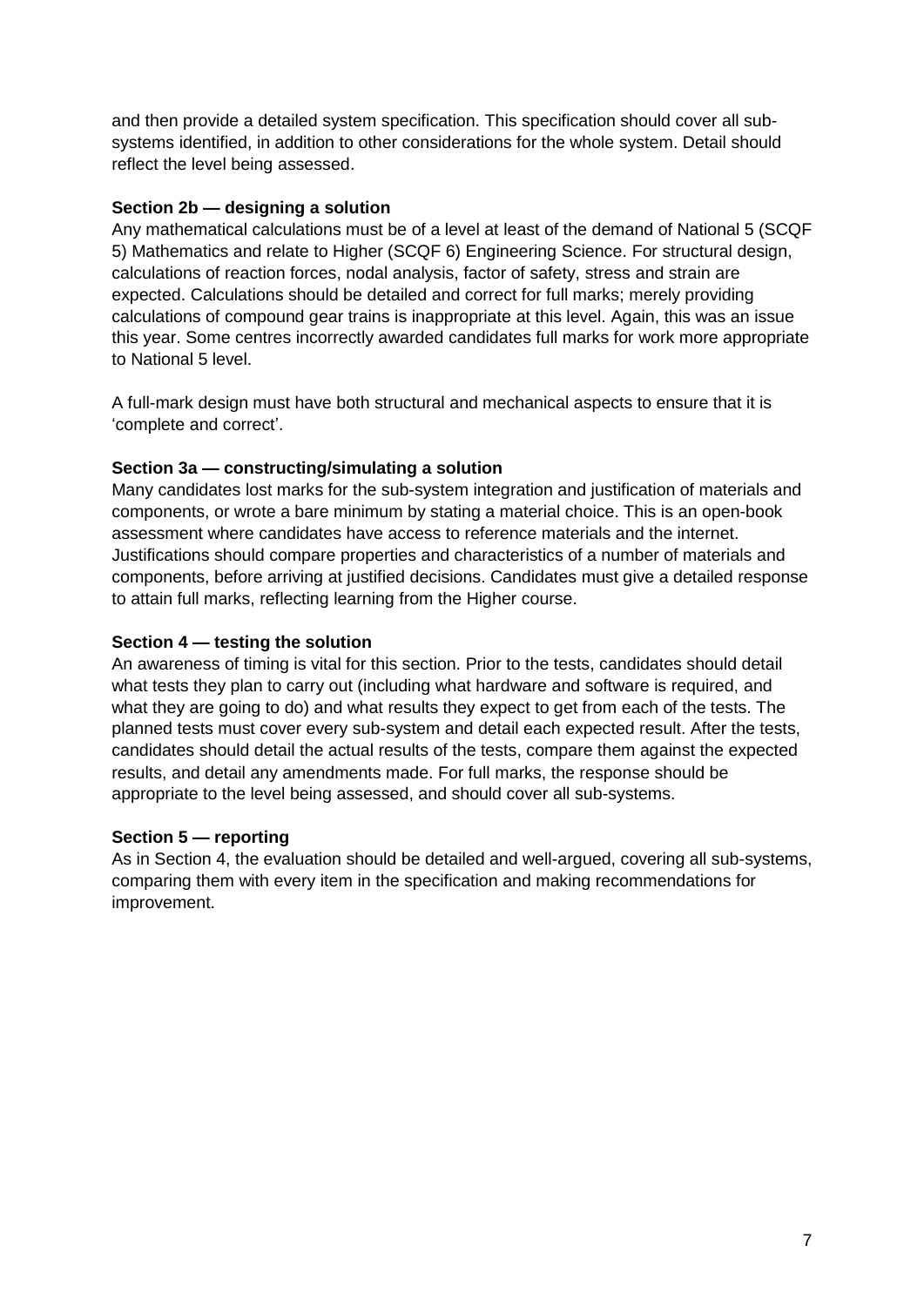and then provide a detailed system specification. This specification should cover all sub-systems identified, in addition to other considerations for the whole system. Detail should reflect the level being assessed.

**Section 2b — designing a solution**

Any mathematical calculations must be of a level at least of the demand of National 5 (SCQF 5) Mathematics and relate to Higher (SCQF 6) Engineering Science. For structural design, calculations of reaction forces, nodal analysis, factor of safety, stress and strain are expected. Calculations should be detailed and correct for full marks; merely providing calculations of compound gear trains is inappropriate at this level. Again, this was an issue this year. Some centres incorrectly awarded candidates full marks for work more appropriate to National 5 level.

A full-mark design must have both structural and mechanical aspects to ensure that it is 'complete and correct'.

**Section 3a — constructing/simulating a solution**

Many candidates lost marks for the sub-system integration and justification of materials and components, or wrote a bare minimum by stating a material choice. This is an open-book assessment where candidates have access to reference materials and the internet. Justifications should compare properties and characteristics of a number of materials and components, before arriving at justified decisions. Candidates must give a detailed response to attain full marks, reflecting learning from the Higher course.

**Section 4 — testing the solution**

An awareness of timing is vital for this section. Prior to the tests, candidates should detail what tests they plan to carry out (including what hardware and software is required, and what they are going to do) and what results they expect to get from each of the tests. The planned tests must cover every sub-system and detail each expected result. After the tests, candidates should detail the actual results of the tests, compare them against the expected results, and detail any amendments made. For full marks, the response should be appropriate to the level being assessed, and should cover all sub-systems.

**Section 5 — reporting**

As in Section 4, the evaluation should be detailed and well-argued, covering all sub-systems, comparing them with every item in the specification and making recommendations for improvement.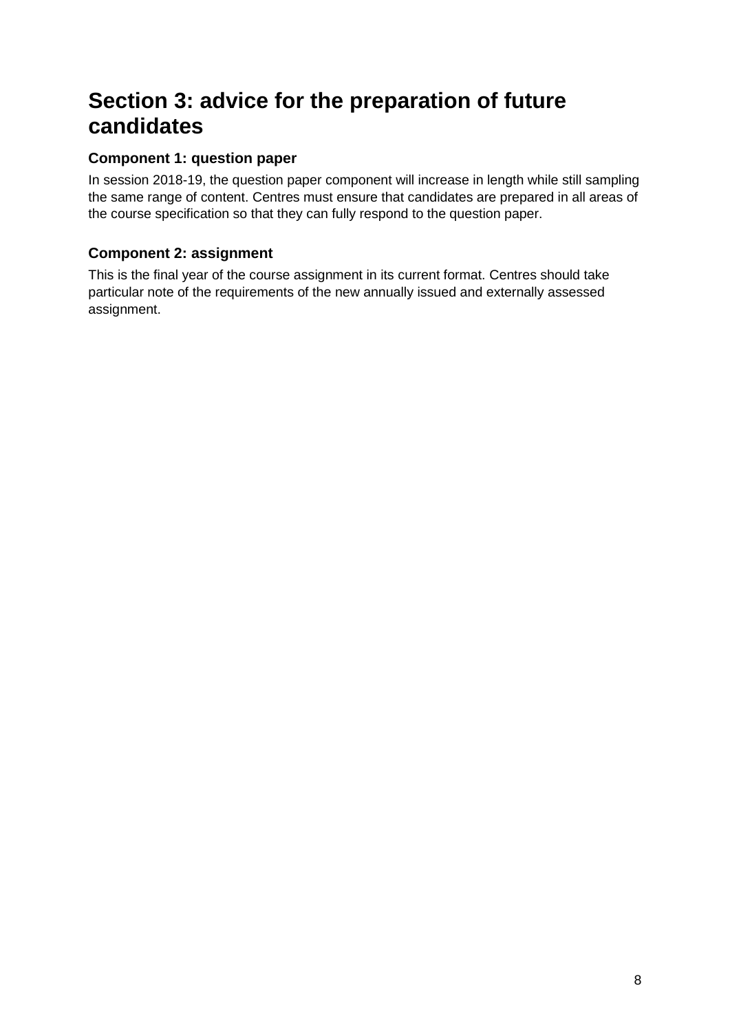# Section 3: advice for the preparation of future candidates

### Component 1: question paper

In session 2018-19, the question paper component will increase in length while still sampling the same range of content. Centres must ensure that candidates are prepared in all areas of the course specification so that they can fully respond to the question paper.

### Component 2: assignment

This is the final year of the course assignment in its current format. Centres should take particular note of the requirements of the new annually issued and externally assessed assignment.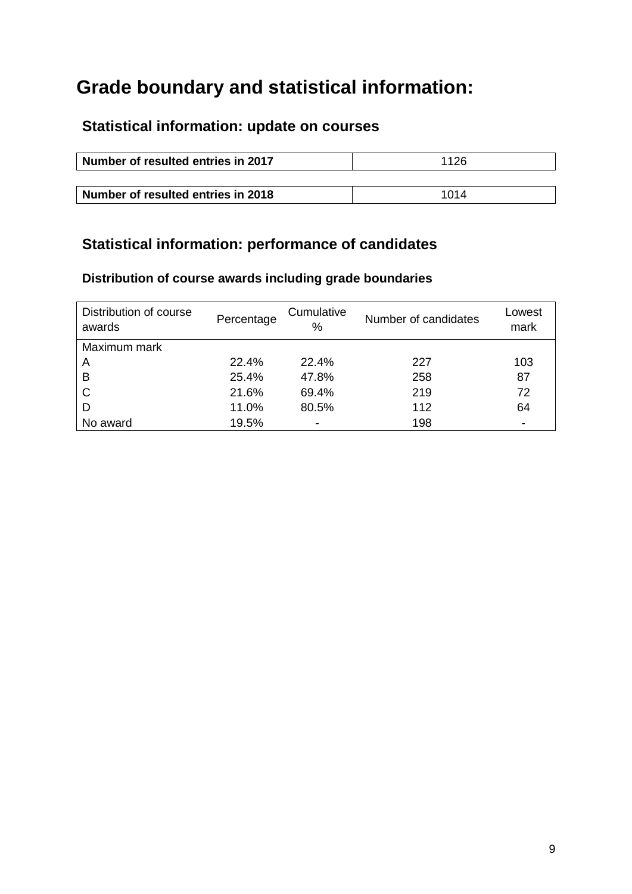# Grade boundary and statistical information:

## Statistical information: update on courses

| Number of resulted entries in 2017 | 1126 |
|---|---|

| Number of resulted entries in 2018 | 1014 |
|---|---|

## Statistical information: performance of candidates

### Distribution of course awards including grade boundaries

| Distribution of course awards | Percentage | Cumulative % | Number of candidates | Lowest mark |
|---|---|---|---|---|
| Maximum mark | | | | |
| A | 22.4% | 22.4% | 227 | 103 |
| B | 25.4% | 47.8% | 258 | 87 |
| C | 21.6% | 69.4% | 219 | 72 |
| D | 11.0% | 80.5% | 112 | 64 |
| No award | 19.5% | - | 198 | - |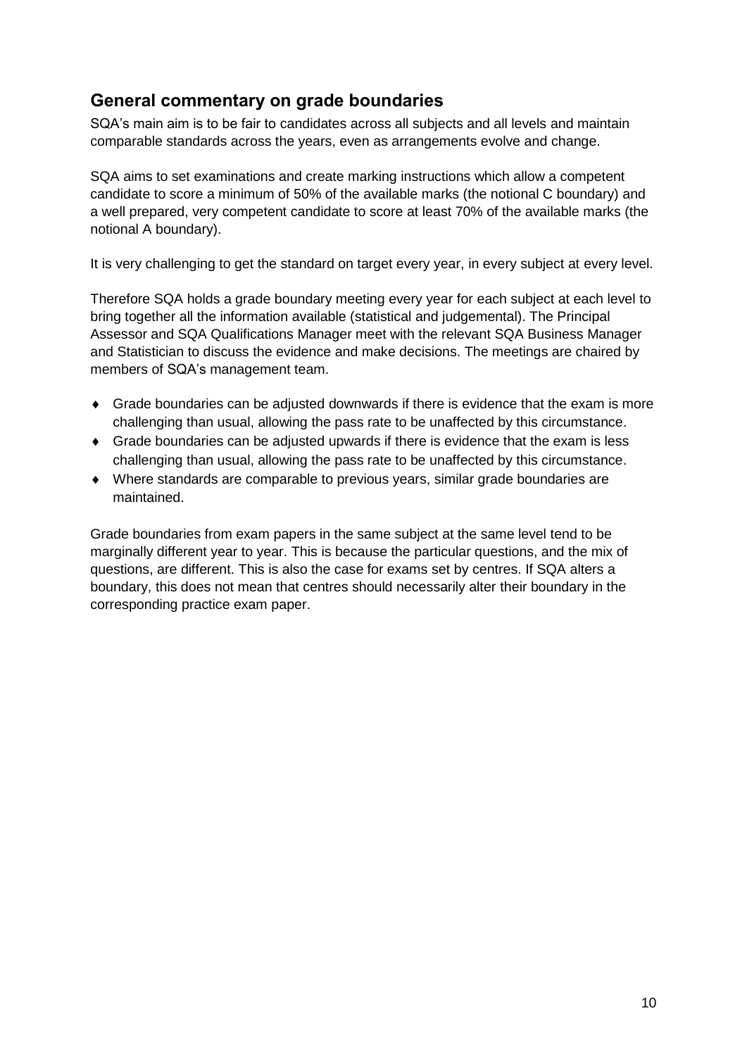## General commentary on grade boundaries

SQA's main aim is to be fair to candidates across all subjects and all levels and maintain comparable standards across the years, even as arrangements evolve and change.

SQA aims to set examinations and create marking instructions which allow a competent candidate to score a minimum of 50% of the available marks (the notional C boundary) and a well prepared, very competent candidate to score at least 70% of the available marks (the notional A boundary).

It is very challenging to get the standard on target every year, in every subject at every level.

Therefore SQA holds a grade boundary meeting every year for each subject at each level to bring together all the information available (statistical and judgemental). The Principal Assessor and SQA Qualifications Manager meet with the relevant SQA Business Manager and Statistician to discuss the evidence and make decisions. The meetings are chaired by members of SQA's management team.

- Grade boundaries can be adjusted downwards if there is evidence that the exam is more challenging than usual, allowing the pass rate to be unaffected by this circumstance.
- Grade boundaries can be adjusted upwards if there is evidence that the exam is less challenging than usual, allowing the pass rate to be unaffected by this circumstance.
- Where standards are comparable to previous years, similar grade boundaries are maintained.

Grade boundaries from exam papers in the same subject at the same level tend to be marginally different year to year. This is because the particular questions, and the mix of questions, are different. This is also the case for exams set by centres. If SQA alters a boundary, this does not mean that centres should necessarily alter their boundary in the corresponding practice exam paper.